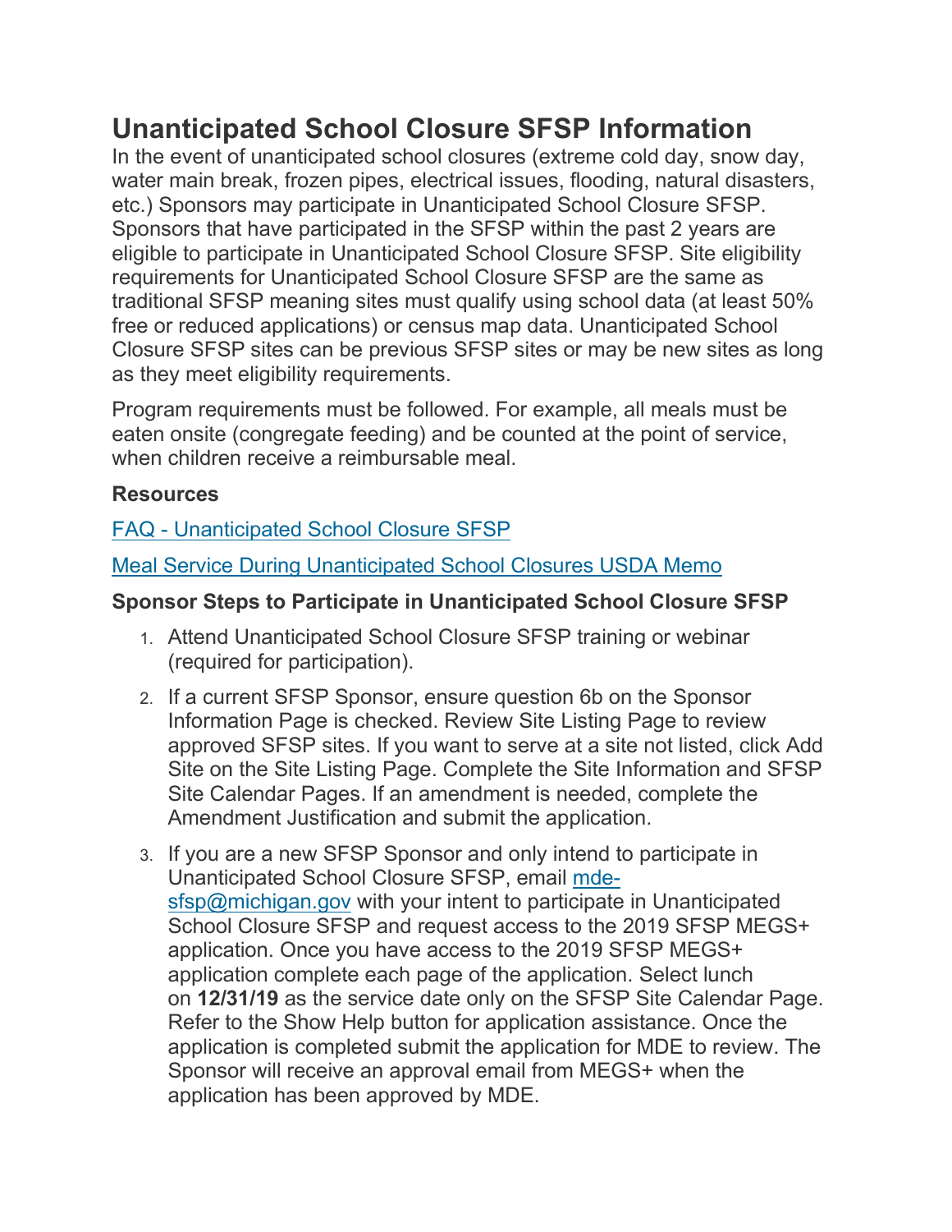# Unanticipated School Closure SFSP Information

In the event of unanticipated school closures (extreme cold day, snow day, water main break, frozen pipes, electrical issues, flooding, natural disasters, etc.) Sponsors may participate in Unanticipated School Closure SFSP. Sponsors that have participated in the SFSP within the past 2 years are eligible to participate in Unanticipated School Closure SFSP. Site eligibility requirements for Unanticipated School Closure SFSP are the same as traditional SFSP meaning sites must qualify using school data (at least 50% free or reduced applications) or census map data. Unanticipated School Closure SFSP sites can be previous SFSP sites or may be new sites as long as they meet eligibility requirements.

Program requirements must be followed. For example, all meals must be eaten onsite (congregate feeding) and be counted at the point of service, when children receive a reimbursable meal.

**Resources**

FAQ - Unanticipated School Closure SFSP

Meal Service During Unanticipated School Closures USDA Memo

**Sponsor Steps to Participate in Unanticipated School Closure SFSP**

1. Attend Unanticipated School Closure SFSP training or webinar (required for participation).
2. If a current SFSP Sponsor, ensure question 6b on the Sponsor Information Page is checked. Review Site Listing Page to review approved SFSP sites. If you want to serve at a site not listed, click Add Site on the Site Listing Page. Complete the Site Information and SFSP Site Calendar Pages. If an amendment is needed, complete the Amendment Justification and submit the application.
3. If you are a new SFSP Sponsor and only intend to participate in Unanticipated School Closure SFSP, email mde-sfsp@michigan.gov with your intent to participate in Unanticipated School Closure SFSP and request access to the 2019 SFSP MEGS+ application. Once you have access to the 2019 SFSP MEGS+ application complete each page of the application. Select lunch on **12/31/19** as the service date only on the SFSP Site Calendar Page. Refer to the Show Help button for application assistance. Once the application is completed submit the application for MDE to review. The Sponsor will receive an approval email from MEGS+ when the application has been approved by MDE.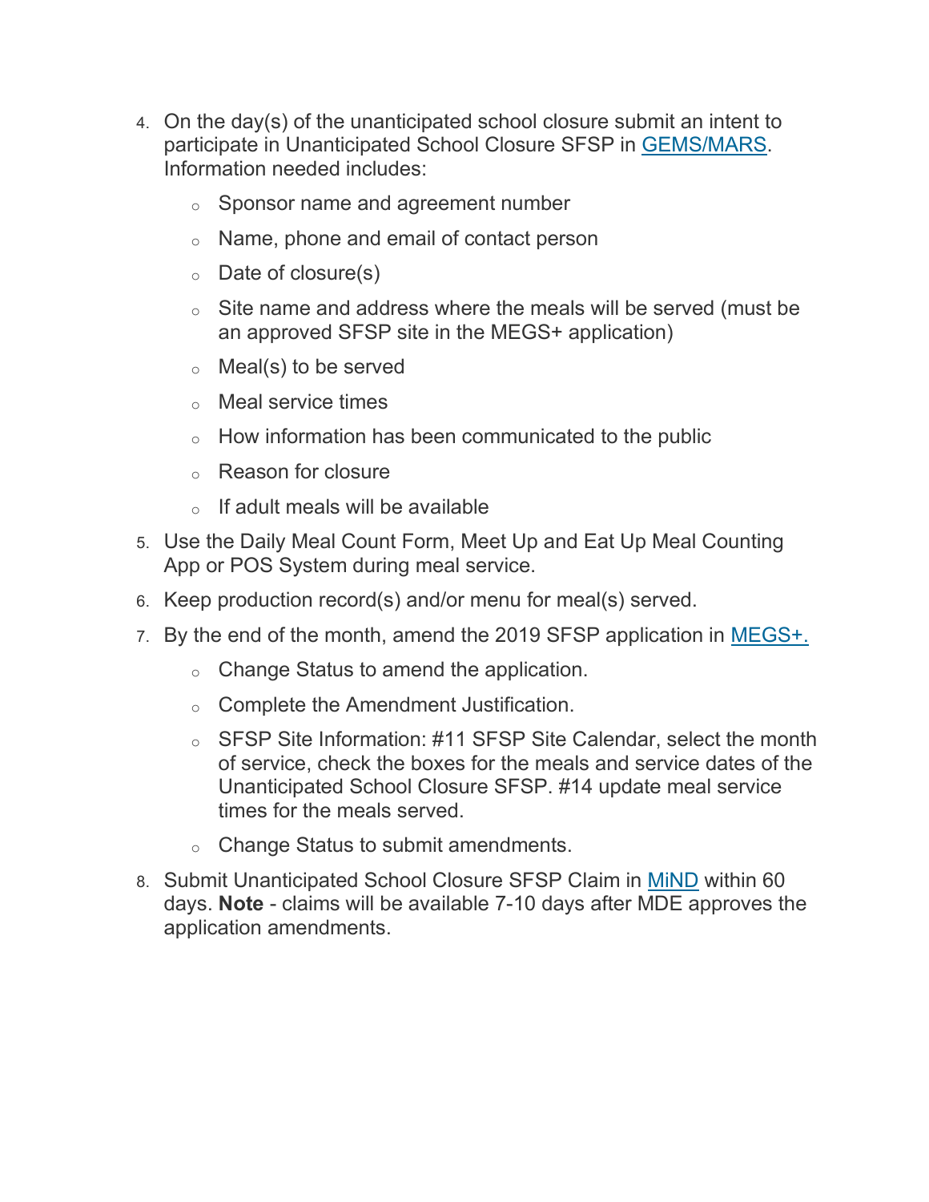4. On the day(s) of the unanticipated school closure submit an intent to participate in Unanticipated School Closure SFSP in GEMS/MARS. Information needed includes:
   - Sponsor name and agreement number
   - Name, phone and email of contact person
   - Date of closure(s)
   - Site name and address where the meals will be served (must be an approved SFSP site in the MEGS+ application)
   - Meal(s) to be served
   - Meal service times
   - How information has been communicated to the public
   - Reason for closure
   - If adult meals will be available
5. Use the Daily Meal Count Form, Meet Up and Eat Up Meal Counting App or POS System during meal service.
6. Keep production record(s) and/or menu for meal(s) served.
7. By the end of the month, amend the 2019 SFSP application in MEGS+.
   - Change Status to amend the application.
   - Complete the Amendment Justification.
   - SFSP Site Information: #11 SFSP Site Calendar, select the month of service, check the boxes for the meals and service dates of the Unanticipated School Closure SFSP. #14 update meal service times for the meals served.
   - Change Status to submit amendments.
8. Submit Unanticipated School Closure SFSP Claim in MiND within 60 days. **Note** - claims will be available 7-10 days after MDE approves the application amendments.